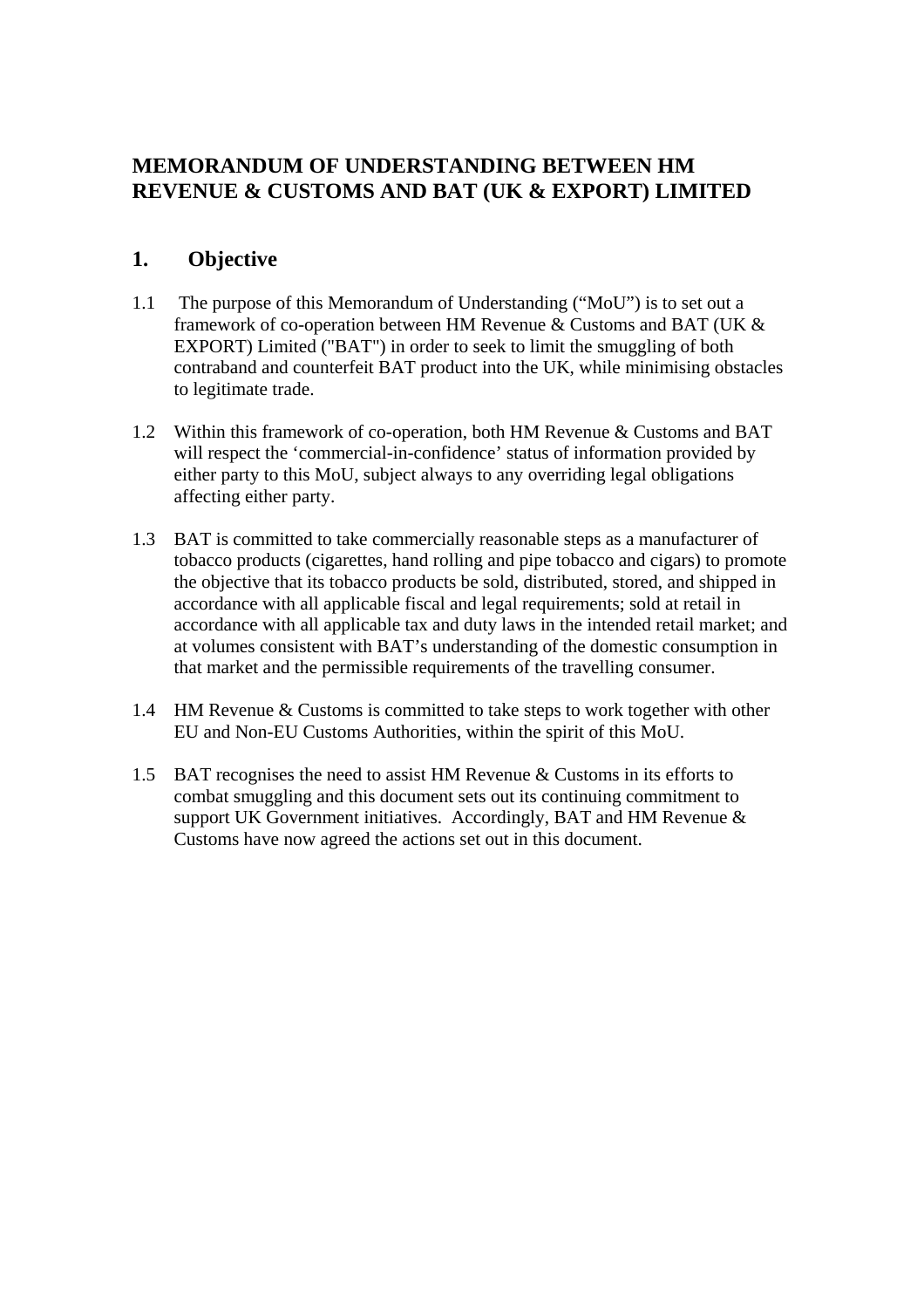# MEMORANDUM OF UNDERSTANDING BETWEEN HM REVENUE & CUSTOMS AND BAT (UK & EXPORT) LIMITED

## 1. Objective

1.1 The purpose of this Memorandum of Understanding ("MoU") is to set out a framework of co-operation between HM Revenue & Customs and BAT (UK & EXPORT) Limited ("BAT") in order to seek to limit the smuggling of both contraband and counterfeit BAT product into the UK, while minimising obstacles to legitimate trade.

1.2 Within this framework of co-operation, both HM Revenue & Customs and BAT will respect the 'commercial-in-confidence' status of information provided by either party to this MoU, subject always to any overriding legal obligations affecting either party.

1.3 BAT is committed to take commercially reasonable steps as a manufacturer of tobacco products (cigarettes, hand rolling and pipe tobacco and cigars) to promote the objective that its tobacco products be sold, distributed, stored, and shipped in accordance with all applicable fiscal and legal requirements; sold at retail in accordance with all applicable tax and duty laws in the intended retail market; and at volumes consistent with BAT's understanding of the domestic consumption in that market and the permissible requirements of the travelling consumer.

1.4 HM Revenue & Customs is committed to take steps to work together with other EU and Non-EU Customs Authorities, within the spirit of this MoU.

1.5 BAT recognises the need to assist HM Revenue & Customs in its efforts to combat smuggling and this document sets out its continuing commitment to support UK Government initiatives. Accordingly, BAT and HM Revenue & Customs have now agreed the actions set out in this document.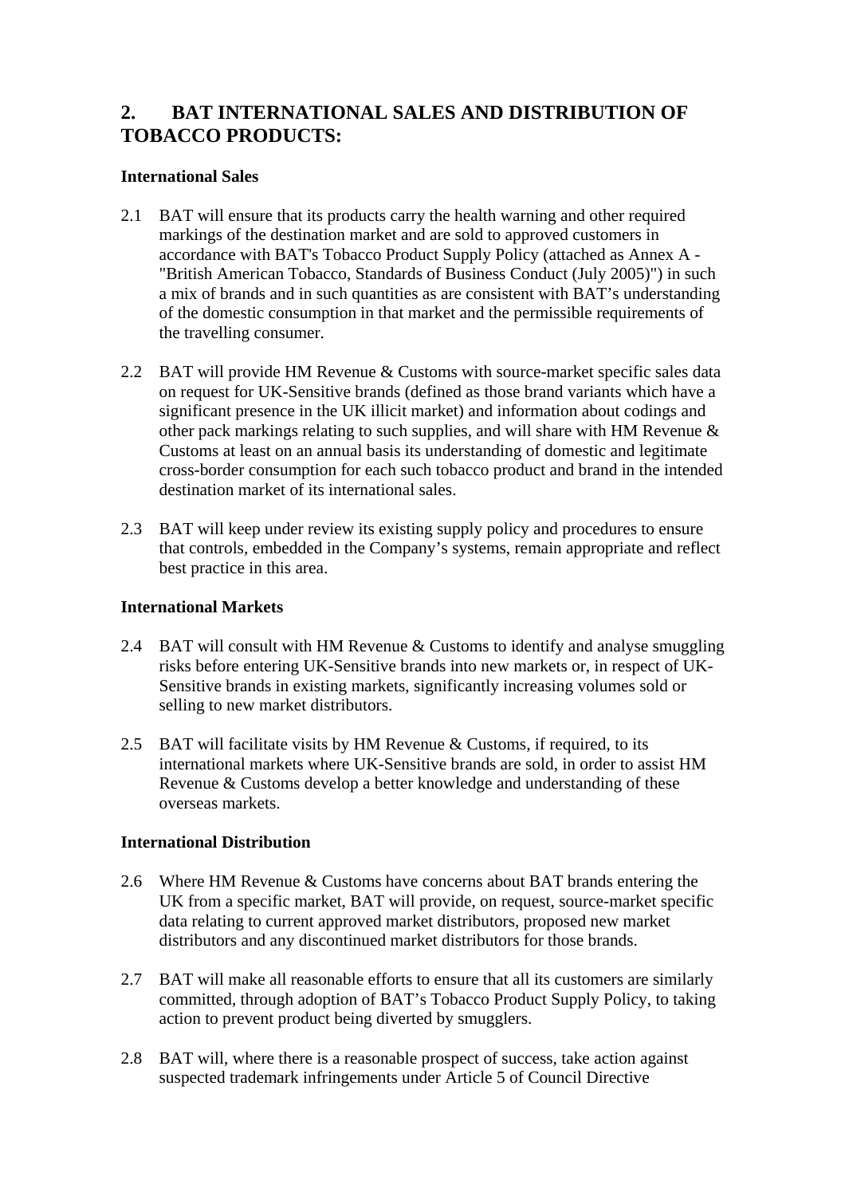## 2. BAT INTERNATIONAL SALES AND DISTRIBUTION OF TOBACCO PRODUCTS:

**International Sales**

2.1 BAT will ensure that its products carry the health warning and other required markings of the destination market and are sold to approved customers in accordance with BAT's Tobacco Product Supply Policy (attached as Annex A - "British American Tobacco, Standards of Business Conduct (July 2005)") in such a mix of brands and in such quantities as are consistent with BAT's understanding of the domestic consumption in that market and the permissible requirements of the travelling consumer.

2.2 BAT will provide HM Revenue & Customs with source-market specific sales data on request for UK-Sensitive brands (defined as those brand variants which have a significant presence in the UK illicit market) and information about codings and other pack markings relating to such supplies, and will share with HM Revenue & Customs at least on an annual basis its understanding of domestic and legitimate cross-border consumption for each such tobacco product and brand in the intended destination market of its international sales.

2.3 BAT will keep under review its existing supply policy and procedures to ensure that controls, embedded in the Company's systems, remain appropriate and reflect best practice in this area.

**International Markets**

2.4 BAT will consult with HM Revenue & Customs to identify and analyse smuggling risks before entering UK-Sensitive brands into new markets or, in respect of UK-Sensitive brands in existing markets, significantly increasing volumes sold or selling to new market distributors.

2.5 BAT will facilitate visits by HM Revenue & Customs, if required, to its international markets where UK-Sensitive brands are sold, in order to assist HM Revenue & Customs develop a better knowledge and understanding of these overseas markets.

**International Distribution**

2.6 Where HM Revenue & Customs have concerns about BAT brands entering the UK from a specific market, BAT will provide, on request, source-market specific data relating to current approved market distributors, proposed new market distributors and any discontinued market distributors for those brands.

2.7 BAT will make all reasonable efforts to ensure that all its customers are similarly committed, through adoption of BAT's Tobacco Product Supply Policy, to taking action to prevent product being diverted by smugglers.

2.8 BAT will, where there is a reasonable prospect of success, take action against suspected trademark infringements under Article 5 of Council Directive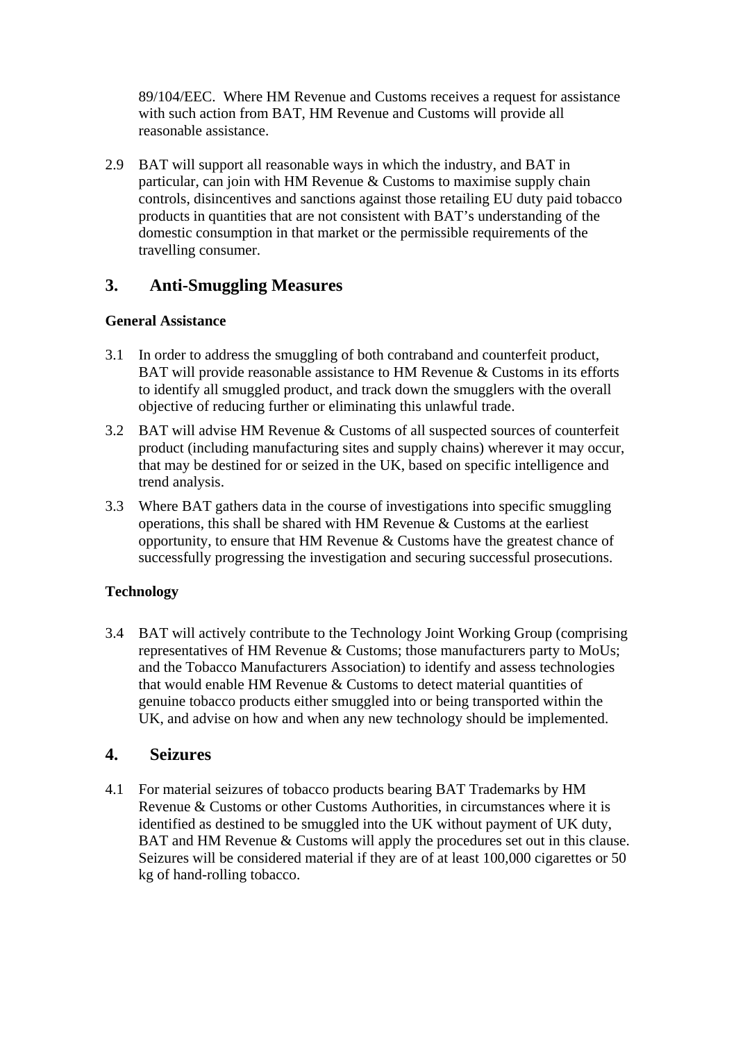89/104/EEC. Where HM Revenue and Customs receives a request for assistance with such action from BAT, HM Revenue and Customs will provide all reasonable assistance.

2.9 BAT will support all reasonable ways in which the industry, and BAT in particular, can join with HM Revenue & Customs to maximise supply chain controls, disincentives and sanctions against those retailing EU duty paid tobacco products in quantities that are not consistent with BAT's understanding of the domestic consumption in that market or the permissible requirements of the travelling consumer.

## 3. Anti-Smuggling Measures

**General Assistance**

3.1 In order to address the smuggling of both contraband and counterfeit product, BAT will provide reasonable assistance to HM Revenue & Customs in its efforts to identify all smuggled product, and track down the smugglers with the overall objective of reducing further or eliminating this unlawful trade.

3.2 BAT will advise HM Revenue & Customs of all suspected sources of counterfeit product (including manufacturing sites and supply chains) wherever it may occur, that may be destined for or seized in the UK, based on specific intelligence and trend analysis.

3.3 Where BAT gathers data in the course of investigations into specific smuggling operations, this shall be shared with HM Revenue & Customs at the earliest opportunity, to ensure that HM Revenue & Customs have the greatest chance of successfully progressing the investigation and securing successful prosecutions.

**Technology**

3.4 BAT will actively contribute to the Technology Joint Working Group (comprising representatives of HM Revenue & Customs; those manufacturers party to MoUs; and the Tobacco Manufacturers Association) to identify and assess technologies that would enable HM Revenue & Customs to detect material quantities of genuine tobacco products either smuggled into or being transported within the UK, and advise on how and when any new technology should be implemented.

## 4. Seizures

4.1 For material seizures of tobacco products bearing BAT Trademarks by HM Revenue & Customs or other Customs Authorities, in circumstances where it is identified as destined to be smuggled into the UK without payment of UK duty, BAT and HM Revenue & Customs will apply the procedures set out in this clause. Seizures will be considered material if they are of at least 100,000 cigarettes or 50 kg of hand-rolling tobacco.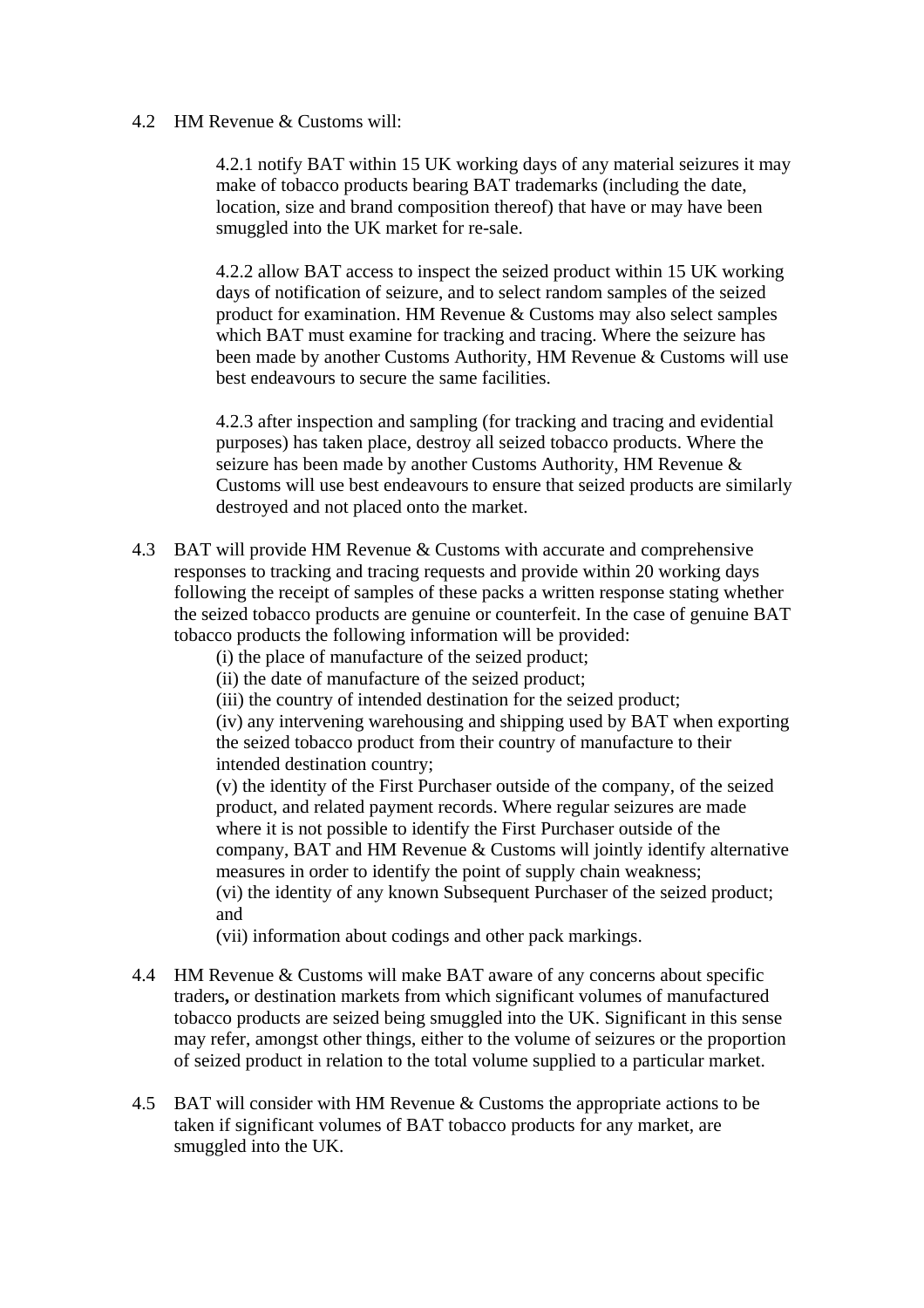4.2 HM Revenue & Customs will:

4.2.1 notify BAT within 15 UK working days of any material seizures it may make of tobacco products bearing BAT trademarks (including the date, location, size and brand composition thereof) that have or may have been smuggled into the UK market for re-sale.

4.2.2 allow BAT access to inspect the seized product within 15 UK working days of notification of seizure, and to select random samples of the seized product for examination. HM Revenue & Customs may also select samples which BAT must examine for tracking and tracing. Where the seizure has been made by another Customs Authority, HM Revenue & Customs will use best endeavours to secure the same facilities.

4.2.3 after inspection and sampling (for tracking and tracing and evidential purposes) has taken place, destroy all seized tobacco products. Where the seizure has been made by another Customs Authority, HM Revenue & Customs will use best endeavours to ensure that seized products are similarly destroyed and not placed onto the market.

4.3 BAT will provide HM Revenue & Customs with accurate and comprehensive responses to tracking and tracing requests and provide within 20 working days following the receipt of samples of these packs a written response stating whether the seized tobacco products are genuine or counterfeit. In the case of genuine BAT tobacco products the following information will be provided:

(i) the place of manufacture of the seized product;
(ii) the date of manufacture of the seized product;
(iii) the country of intended destination for the seized product;
(iv) any intervening warehousing and shipping used by BAT when exporting the seized tobacco product from their country of manufacture to their intended destination country;
(v) the identity of the First Purchaser outside of the company, of the seized product, and related payment records. Where regular seizures are made where it is not possible to identify the First Purchaser outside of the company, BAT and HM Revenue & Customs will jointly identify alternative measures in order to identify the point of supply chain weakness;
(vi) the identity of any known Subsequent Purchaser of the seized product; and
(vii) information about codings and other pack markings.

4.4 HM Revenue & Customs will make BAT aware of any concerns about specific traders**,** or destination markets from which significant volumes of manufactured tobacco products are seized being smuggled into the UK. Significant in this sense may refer, amongst other things, either to the volume of seizures or the proportion of seized product in relation to the total volume supplied to a particular market.

4.5 BAT will consider with HM Revenue & Customs the appropriate actions to be taken if significant volumes of BAT tobacco products for any market, are smuggled into the UK.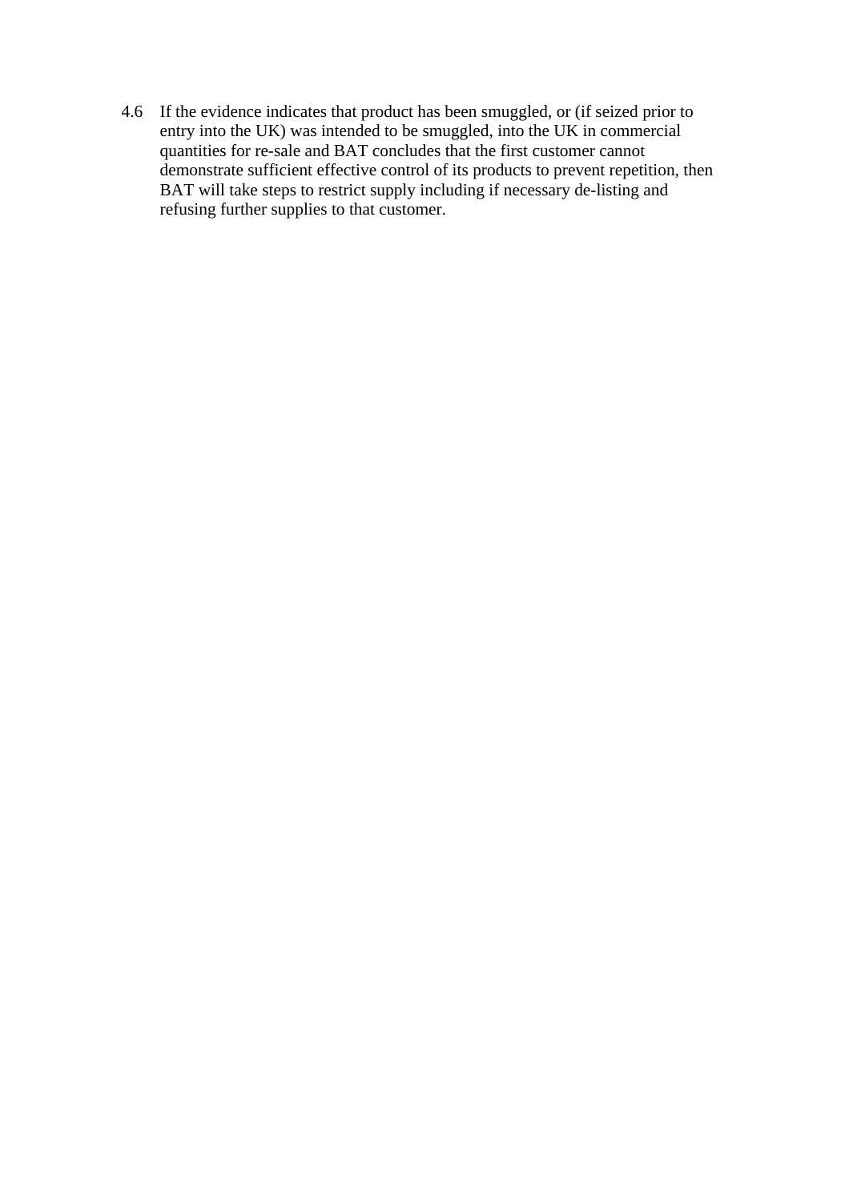4.6 If the evidence indicates that product has been smuggled, or (if seized prior to entry into the UK) was intended to be smuggled, into the UK in commercial quantities for re-sale and BAT concludes that the first customer cannot demonstrate sufficient effective control of its products to prevent repetition, then BAT will take steps to restrict supply including if necessary de-listing and refusing further supplies to that customer.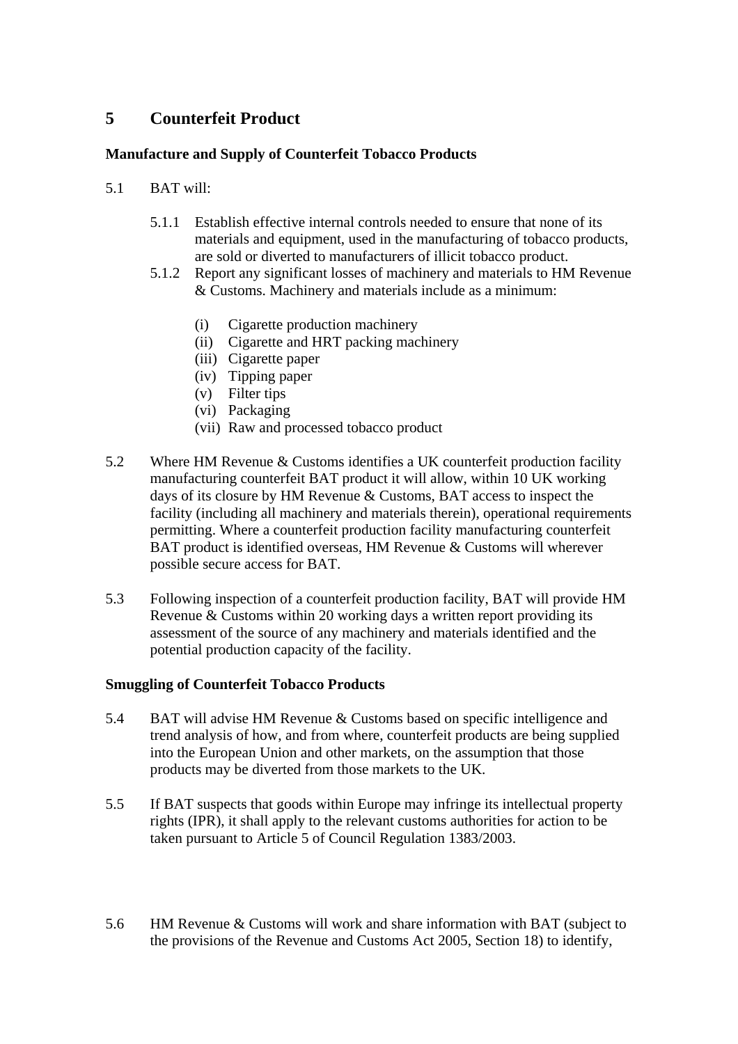## 5 Counterfeit Product

### Manufacture and Supply of Counterfeit Tobacco Products

5.1 BAT will:

5.1.1 Establish effective internal controls needed to ensure that none of its materials and equipment, used in the manufacturing of tobacco products, are sold or diverted to manufacturers of illicit tobacco product.

5.1.2 Report any significant losses of machinery and materials to HM Revenue & Customs. Machinery and materials include as a minimum:

- (i) Cigarette production machinery
- (ii) Cigarette and HRT packing machinery
- (iii) Cigarette paper
- (iv) Tipping paper
- (v) Filter tips
- (vi) Packaging
- (vii) Raw and processed tobacco product

5.2 Where HM Revenue & Customs identifies a UK counterfeit production facility manufacturing counterfeit BAT product it will allow, within 10 UK working days of its closure by HM Revenue & Customs, BAT access to inspect the facility (including all machinery and materials therein), operational requirements permitting. Where a counterfeit production facility manufacturing counterfeit BAT product is identified overseas, HM Revenue & Customs will wherever possible secure access for BAT.

5.3 Following inspection of a counterfeit production facility, BAT will provide HM Revenue & Customs within 20 working days a written report providing its assessment of the source of any machinery and materials identified and the potential production capacity of the facility.

### Smuggling of Counterfeit Tobacco Products

5.4 BAT will advise HM Revenue & Customs based on specific intelligence and trend analysis of how, and from where, counterfeit products are being supplied into the European Union and other markets, on the assumption that those products may be diverted from those markets to the UK.

5.5 If BAT suspects that goods within Europe may infringe its intellectual property rights (IPR), it shall apply to the relevant customs authorities for action to be taken pursuant to Article 5 of Council Regulation 1383/2003.

5.6 HM Revenue & Customs will work and share information with BAT (subject to the provisions of the Revenue and Customs Act 2005, Section 18) to identify,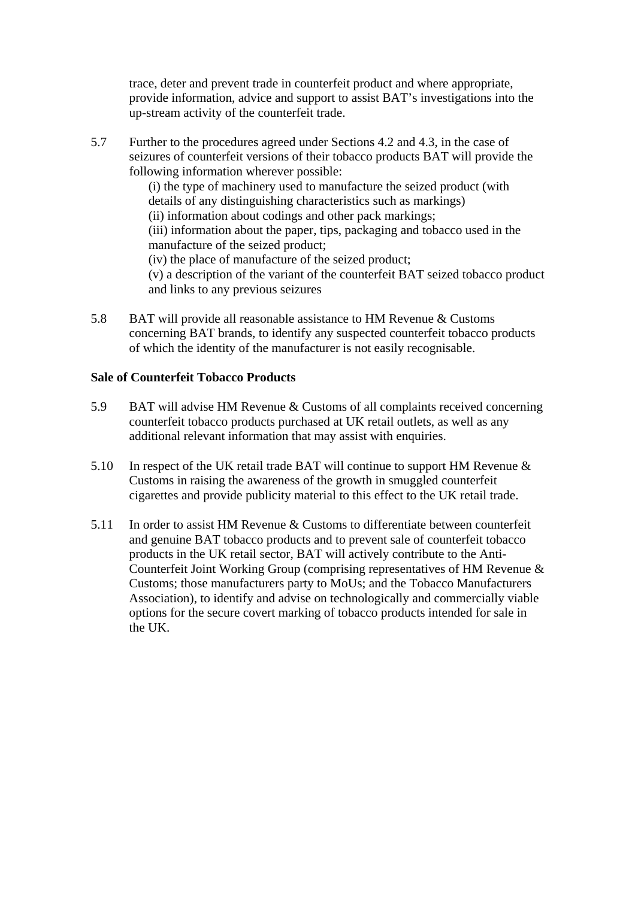trace, deter and prevent trade in counterfeit product and where appropriate, provide information, advice and support to assist BAT's investigations into the up-stream activity of the counterfeit trade.

5.7 Further to the procedures agreed under Sections 4.2 and 4.3, in the case of seizures of counterfeit versions of their tobacco products BAT will provide the following information wherever possible:

(i) the type of machinery used to manufacture the seized product (with details of any distinguishing characteristics such as markings)
(ii) information about codings and other pack markings;
(iii) information about the paper, tips, packaging and tobacco used in the manufacture of the seized product;
(iv) the place of manufacture of the seized product;
(v) a description of the variant of the counterfeit BAT seized tobacco product and links to any previous seizures

5.8 BAT will provide all reasonable assistance to HM Revenue & Customs concerning BAT brands, to identify any suspected counterfeit tobacco products of which the identity of the manufacturer is not easily recognisable.

**Sale of Counterfeit Tobacco Products**

5.9 BAT will advise HM Revenue & Customs of all complaints received concerning counterfeit tobacco products purchased at UK retail outlets, as well as any additional relevant information that may assist with enquiries.

5.10 In respect of the UK retail trade BAT will continue to support HM Revenue & Customs in raising the awareness of the growth in smuggled counterfeit cigarettes and provide publicity material to this effect to the UK retail trade.

5.11 In order to assist HM Revenue & Customs to differentiate between counterfeit and genuine BAT tobacco products and to prevent sale of counterfeit tobacco products in the UK retail sector, BAT will actively contribute to the Anti-Counterfeit Joint Working Group (comprising representatives of HM Revenue & Customs; those manufacturers party to MoUs; and the Tobacco Manufacturers Association), to identify and advise on technologically and commercially viable options for the secure covert marking of tobacco products intended for sale in the UK.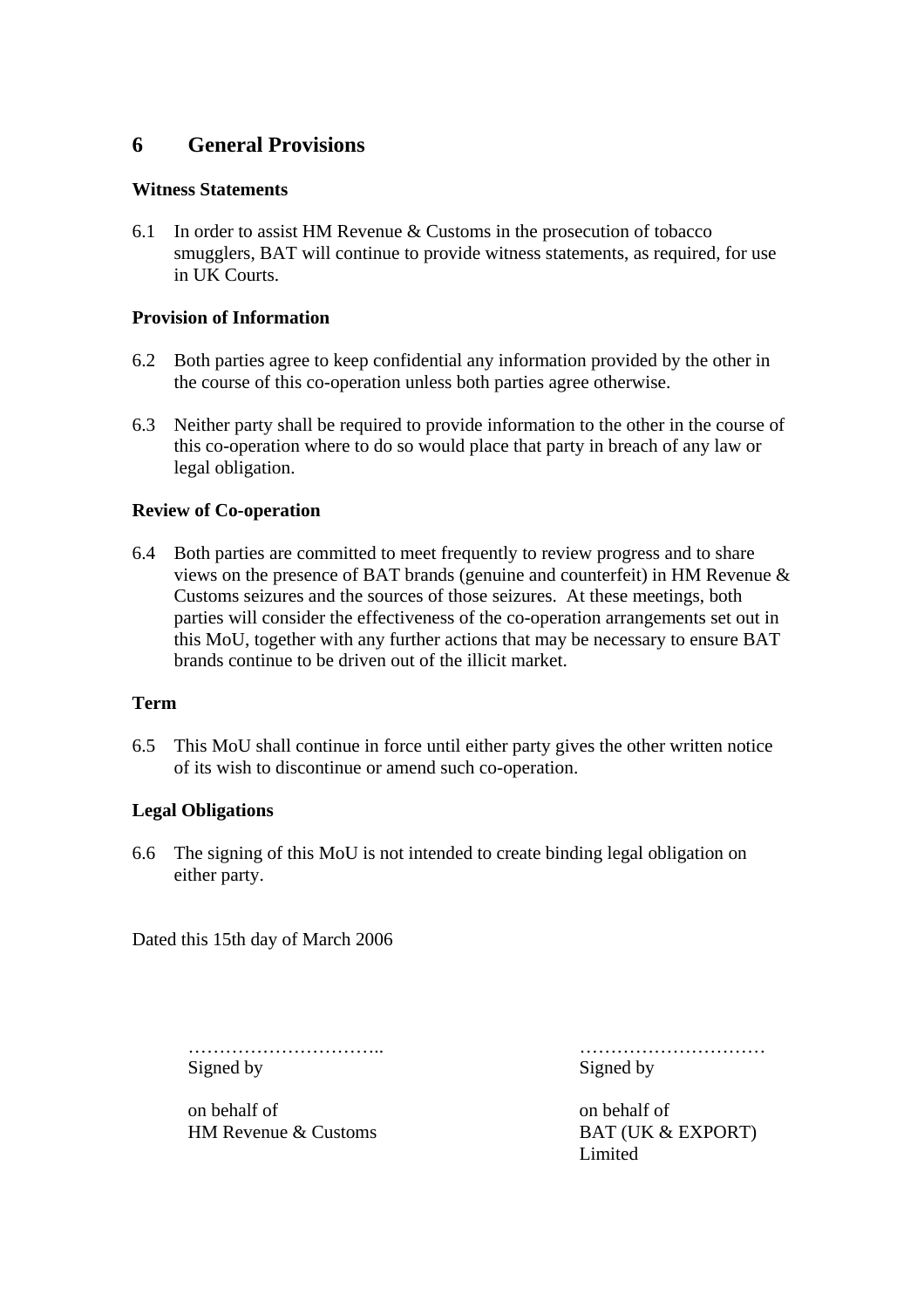## 6 General Provisions

**Witness Statements**

6.1 In order to assist HM Revenue & Customs in the prosecution of tobacco smugglers, BAT will continue to provide witness statements, as required, for use in UK Courts.

**Provision of Information**

6.2 Both parties agree to keep confidential any information provided by the other in the course of this co-operation unless both parties agree otherwise.

6.3 Neither party shall be required to provide information to the other in the course of this co-operation where to do so would place that party in breach of any law or legal obligation.

**Review of Co-operation**

6.4 Both parties are committed to meet frequently to review progress and to share views on the presence of BAT brands (genuine and counterfeit) in HM Revenue & Customs seizures and the sources of those seizures. At these meetings, both parties will consider the effectiveness of the co-operation arrangements set out in this MoU, together with any further actions that may be necessary to ensure BAT brands continue to be driven out of the illicit market.

**Term**

6.5 This MoU shall continue in force until either party gives the other written notice of its wish to discontinue or amend such co-operation.

**Legal Obligations**

6.6 The signing of this MoU is not intended to create binding legal obligation on either party.

Dated this 15th day of March 2006

…………………………..
Signed by

on behalf of
HM Revenue & Customs

…………………………
Signed by

on behalf of
BAT (UK & EXPORT) Limited